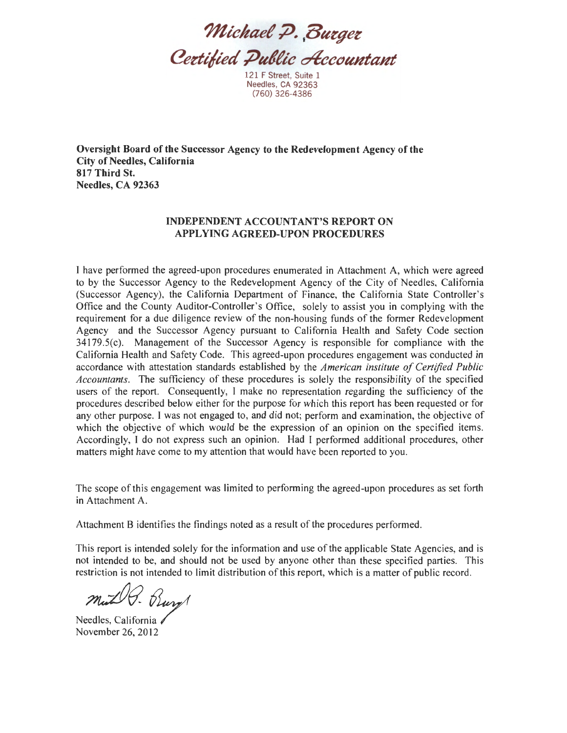# Michael P. Burger
## Certified Public Accountant

121 F Street, Suite 1
Needles, CA 92363
(760) 326-4386

**Oversight Board of the Successor Agency to the Redevelopment Agency of the City of Needles, California**
**817 Third St.**
**Needles, CA 92363**

## INDEPENDENT ACCOUNTANT'S REPORT ON APPLYING AGREED-UPON PROCEDURES

I have performed the agreed-upon procedures enumerated in Attachment A, which were agreed to by the Successor Agency to the Redevelopment Agency of the City of Needles, California (Successor Agency), the California Department of Finance, the California State Controller's Office and the County Auditor-Controller's Office, solely to assist you in complying with the requirement for a due diligence review of the non-housing funds of the former Redevelopment Agency and the Successor Agency pursuant to California Health and Safety Code section 34179.5(c). Management of the Successor Agency is responsible for compliance with the California Health and Safety Code. This agreed-upon procedures engagement was conducted in accordance with attestation standards established by the *American institute of Certified Public Accountants*. The sufficiency of these procedures is solely the responsibility of the specified users of the report. Consequently, I make no representation regarding the sufficiency of the procedures described below either for the purpose for which this report has been requested or for any other purpose. I was not engaged to, and did not; perform and examination, the objective of which the objective of which would be the expression of an opinion on the specified items. Accordingly, I do not express such an opinion. Had I performed additional procedures, other matters might have come to my attention that would have been reported to you.

The scope of this engagement was limited to performing the agreed-upon procedures as set forth in Attachment A.

Attachment B identifies the findings noted as a result of the procedures performed.

This report is intended solely for the information and use of the applicable State Agencies, and is not intended to be, and should not be used by anyone other than these specified parties. This restriction is not intended to limit distribution of this report, which is a matter of public record.

Needles, California
November 26, 2012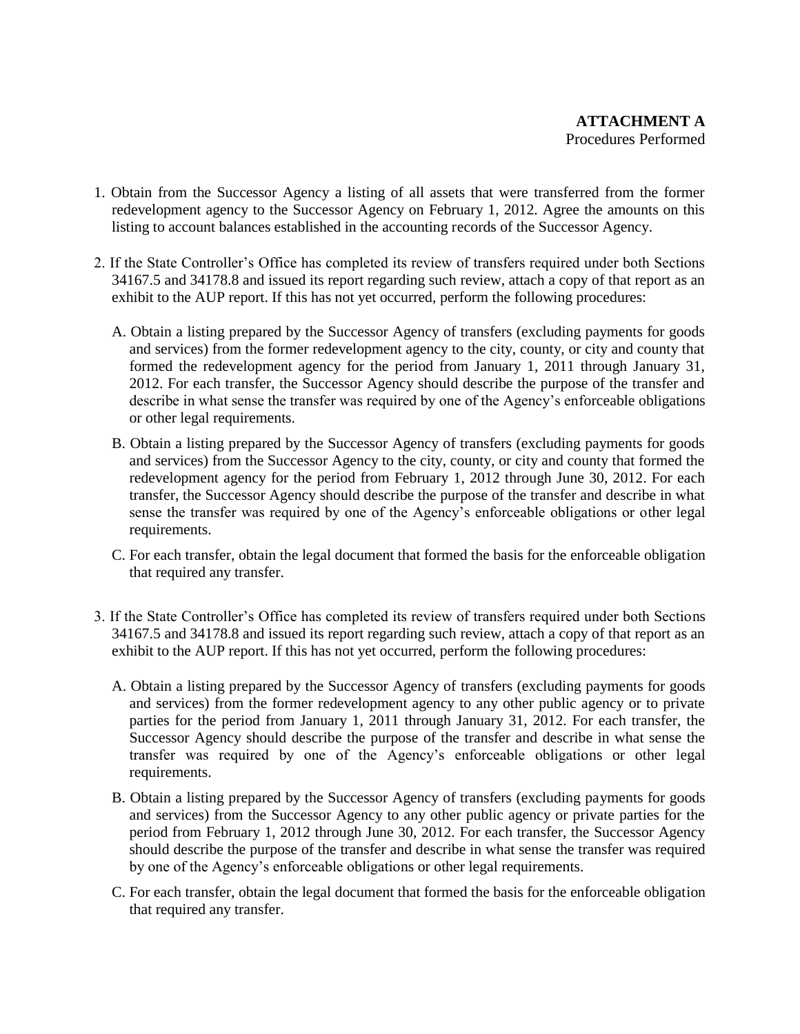**ATTACHMENT A**
Procedures Performed

1. Obtain from the Successor Agency a listing of all assets that were transferred from the former redevelopment agency to the Successor Agency on February 1, 2012. Agree the amounts on this listing to account balances established in the accounting records of the Successor Agency.

2. If the State Controller's Office has completed its review of transfers required under both Sections 34167.5 and 34178.8 and issued its report regarding such review, attach a copy of that report as an exhibit to the AUP report. If this has not yet occurred, perform the following procedures:

   A. Obtain a listing prepared by the Successor Agency of transfers (excluding payments for goods and services) from the former redevelopment agency to the city, county, or city and county that formed the redevelopment agency for the period from January 1, 2011 through January 31, 2012. For each transfer, the Successor Agency should describe the purpose of the transfer and describe in what sense the transfer was required by one of the Agency's enforceable obligations or other legal requirements.

   B. Obtain a listing prepared by the Successor Agency of transfers (excluding payments for goods and services) from the Successor Agency to the city, county, or city and county that formed the redevelopment agency for the period from February 1, 2012 through June 30, 2012. For each transfer, the Successor Agency should describe the purpose of the transfer and describe in what sense the transfer was required by one of the Agency's enforceable obligations or other legal requirements.

   C. For each transfer, obtain the legal document that formed the basis for the enforceable obligation that required any transfer.

3. If the State Controller's Office has completed its review of transfers required under both Sections 34167.5 and 34178.8 and issued its report regarding such review, attach a copy of that report as an exhibit to the AUP report. If this has not yet occurred, perform the following procedures:

   A. Obtain a listing prepared by the Successor Agency of transfers (excluding payments for goods and services) from the former redevelopment agency to any other public agency or to private parties for the period from January 1, 2011 through January 31, 2012. For each transfer, the Successor Agency should describe the purpose of the transfer and describe in what sense the transfer was required by one of the Agency's enforceable obligations or other legal requirements.

   B. Obtain a listing prepared by the Successor Agency of transfers (excluding payments for goods and services) from the Successor Agency to any other public agency or private parties for the period from February 1, 2012 through June 30, 2012. For each transfer, the Successor Agency should describe the purpose of the transfer and describe in what sense the transfer was required by one of the Agency's enforceable obligations or other legal requirements.

   C. For each transfer, obtain the legal document that formed the basis for the enforceable obligation that required any transfer.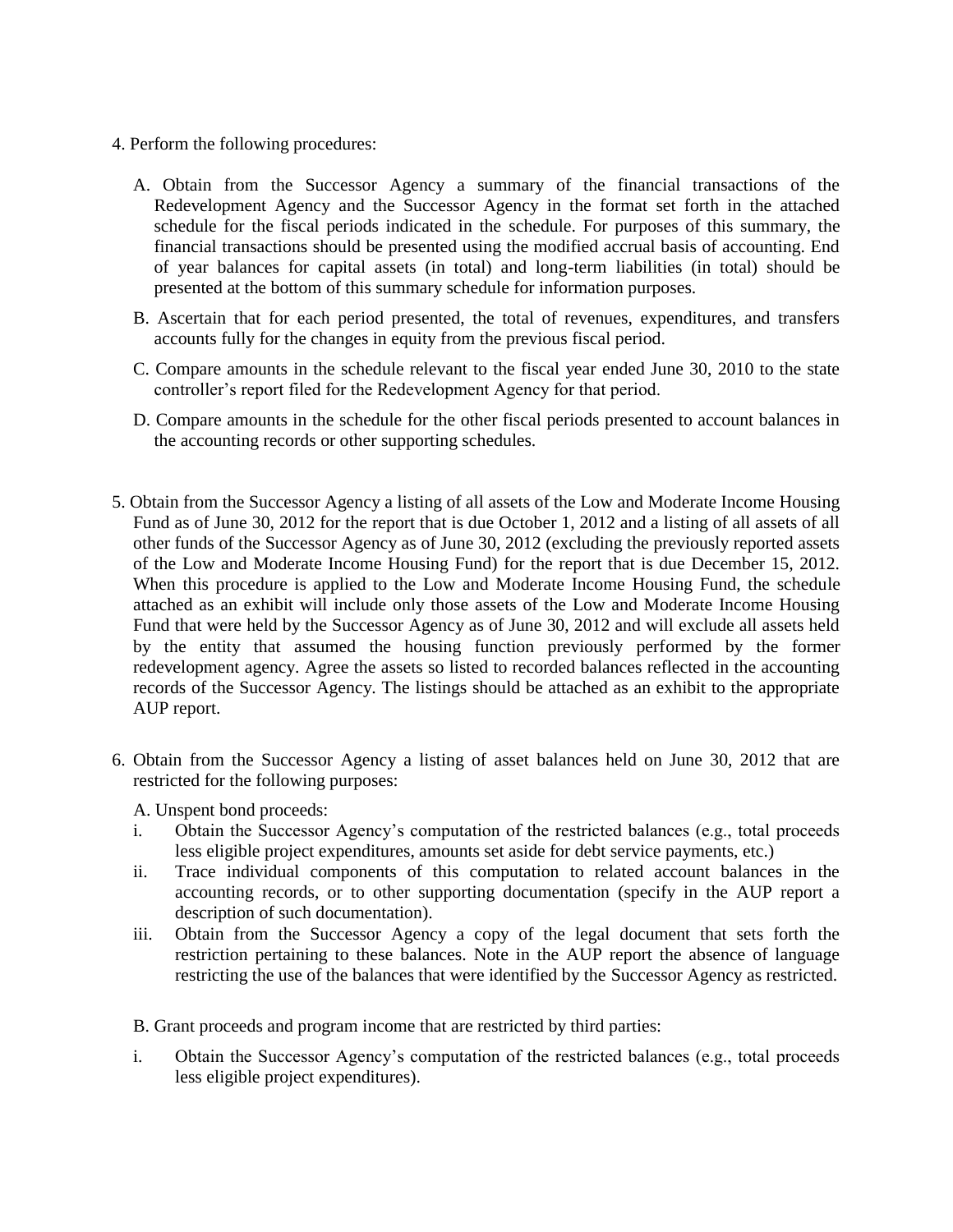4. Perform the following procedures:

   A. Obtain from the Successor Agency a summary of the financial transactions of the Redevelopment Agency and the Successor Agency in the format set forth in the attached schedule for the fiscal periods indicated in the schedule. For purposes of this summary, the financial transactions should be presented using the modified accrual basis of accounting. End of year balances for capital assets (in total) and long-term liabilities (in total) should be presented at the bottom of this summary schedule for information purposes.

   B. Ascertain that for each period presented, the total of revenues, expenditures, and transfers accounts fully for the changes in equity from the previous fiscal period.

   C. Compare amounts in the schedule relevant to the fiscal year ended June 30, 2010 to the state controller's report filed for the Redevelopment Agency for that period.

   D. Compare amounts in the schedule for the other fiscal periods presented to account balances in the accounting records or other supporting schedules.

5. Obtain from the Successor Agency a listing of all assets of the Low and Moderate Income Housing Fund as of June 30, 2012 for the report that is due October 1, 2012 and a listing of all assets of all other funds of the Successor Agency as of June 30, 2012 (excluding the previously reported assets of the Low and Moderate Income Housing Fund) for the report that is due December 15, 2012. When this procedure is applied to the Low and Moderate Income Housing Fund, the schedule attached as an exhibit will include only those assets of the Low and Moderate Income Housing Fund that were held by the Successor Agency as of June 30, 2012 and will exclude all assets held by the entity that assumed the housing function previously performed by the former redevelopment agency. Agree the assets so listed to recorded balances reflected in the accounting records of the Successor Agency. The listings should be attached as an exhibit to the appropriate AUP report.

6. Obtain from the Successor Agency a listing of asset balances held on June 30, 2012 that are restricted for the following purposes:

   A. Unspent bond proceeds:

   i. Obtain the Successor Agency's computation of the restricted balances (e.g., total proceeds less eligible project expenditures, amounts set aside for debt service payments, etc.)

   ii. Trace individual components of this computation to related account balances in the accounting records, or to other supporting documentation (specify in the AUP report a description of such documentation).

   iii. Obtain from the Successor Agency a copy of the legal document that sets forth the restriction pertaining to these balances. Note in the AUP report the absence of language restricting the use of the balances that were identified by the Successor Agency as restricted.

   B. Grant proceeds and program income that are restricted by third parties:

   i. Obtain the Successor Agency's computation of the restricted balances (e.g., total proceeds less eligible project expenditures).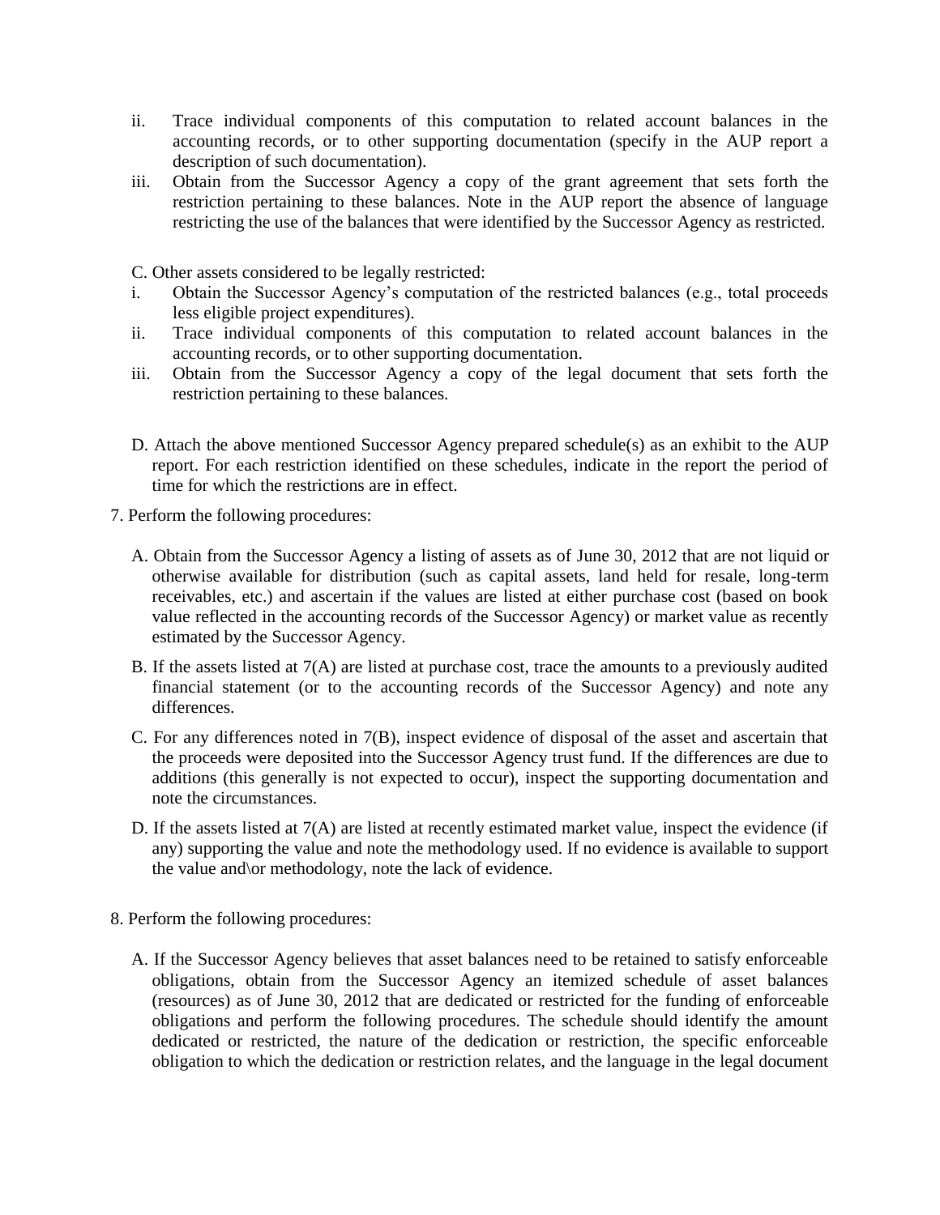ii. Trace individual components of this computation to related account balances in the accounting records, or to other supporting documentation (specify in the AUP report a description of such documentation).

iii. Obtain from the Successor Agency a copy of the grant agreement that sets forth the restriction pertaining to these balances. Note in the AUP report the absence of language restricting the use of the balances that were identified by the Successor Agency as restricted.

C. Other assets considered to be legally restricted:

i. Obtain the Successor Agency's computation of the restricted balances (e.g., total proceeds less eligible project expenditures).

ii. Trace individual components of this computation to related account balances in the accounting records, or to other supporting documentation.

iii. Obtain from the Successor Agency a copy of the legal document that sets forth the restriction pertaining to these balances.

D. Attach the above mentioned Successor Agency prepared schedule(s) as an exhibit to the AUP report. For each restriction identified on these schedules, indicate in the report the period of time for which the restrictions are in effect.

7. Perform the following procedures:

A. Obtain from the Successor Agency a listing of assets as of June 30, 2012 that are not liquid or otherwise available for distribution (such as capital assets, land held for resale, long-term receivables, etc.) and ascertain if the values are listed at either purchase cost (based on book value reflected in the accounting records of the Successor Agency) or market value as recently estimated by the Successor Agency.

B. If the assets listed at 7(A) are listed at purchase cost, trace the amounts to a previously audited financial statement (or to the accounting records of the Successor Agency) and note any differences.

C. For any differences noted in 7(B), inspect evidence of disposal of the asset and ascertain that the proceeds were deposited into the Successor Agency trust fund. If the differences are due to additions (this generally is not expected to occur), inspect the supporting documentation and note the circumstances.

D. If the assets listed at 7(A) are listed at recently estimated market value, inspect the evidence (if any) supporting the value and note the methodology used. If no evidence is available to support the value and\or methodology, note the lack of evidence.

8. Perform the following procedures:

A. If the Successor Agency believes that asset balances need to be retained to satisfy enforceable obligations, obtain from the Successor Agency an itemized schedule of asset balances (resources) as of June 30, 2012 that are dedicated or restricted for the funding of enforceable obligations and perform the following procedures. The schedule should identify the amount dedicated or restricted, the nature of the dedication or restriction, the specific enforceable obligation to which the dedication or restriction relates, and the language in the legal document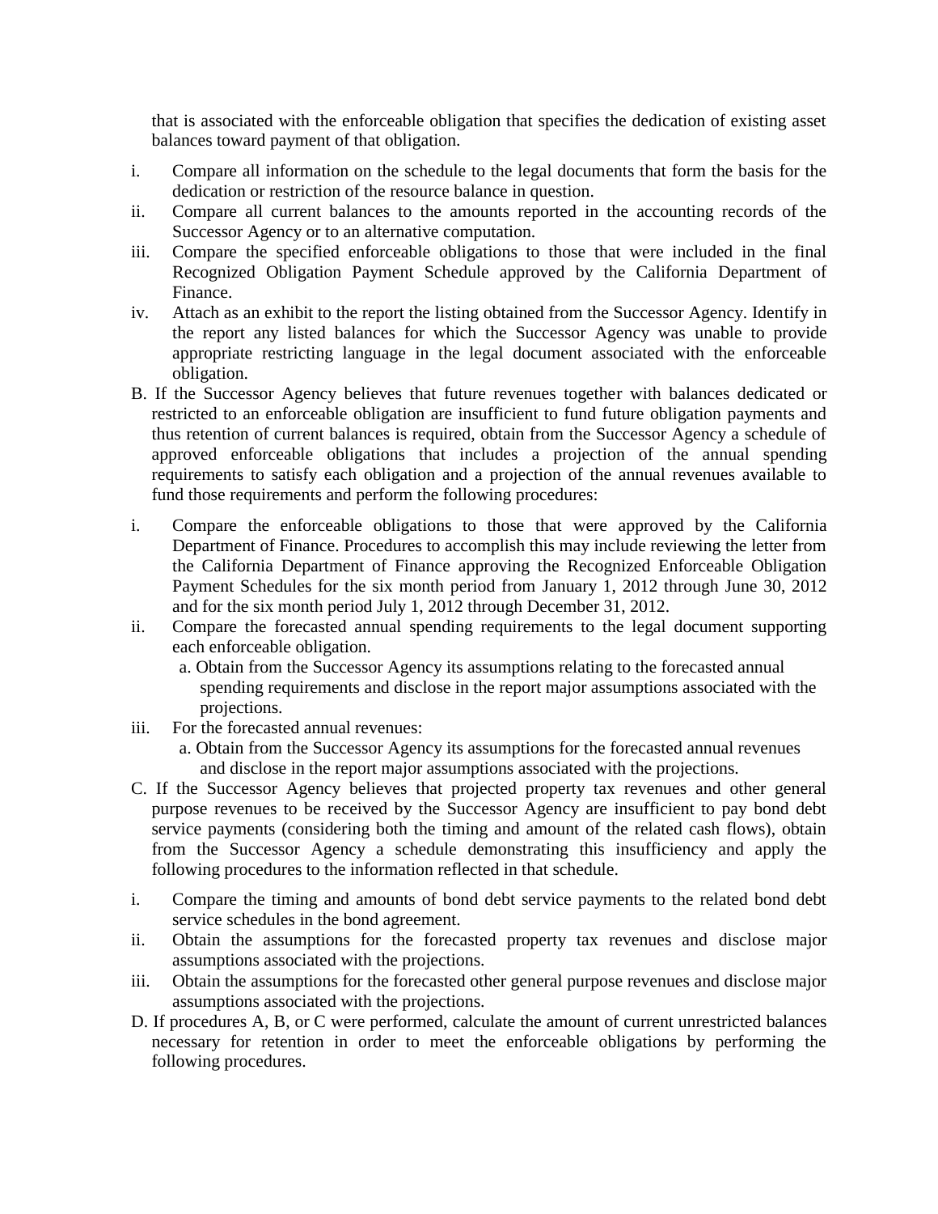that is associated with the enforceable obligation that specifies the dedication of existing asset balances toward payment of that obligation.

i. Compare all information on the schedule to the legal documents that form the basis for the dedication or restriction of the resource balance in question.

ii. Compare all current balances to the amounts reported in the accounting records of the Successor Agency or to an alternative computation.

iii. Compare the specified enforceable obligations to those that were included in the final Recognized Obligation Payment Schedule approved by the California Department of Finance.

iv. Attach as an exhibit to the report the listing obtained from the Successor Agency. Identify in the report any listed balances for which the Successor Agency was unable to provide appropriate restricting language in the legal document associated with the enforceable obligation.

B. If the Successor Agency believes that future revenues together with balances dedicated or restricted to an enforceable obligation are insufficient to fund future obligation payments and thus retention of current balances is required, obtain from the Successor Agency a schedule of approved enforceable obligations that includes a projection of the annual spending requirements to satisfy each obligation and a projection of the annual revenues available to fund those requirements and perform the following procedures:

i. Compare the enforceable obligations to those that were approved by the California Department of Finance. Procedures to accomplish this may include reviewing the letter from the California Department of Finance approving the Recognized Enforceable Obligation Payment Schedules for the six month period from January 1, 2012 through June 30, 2012 and for the six month period July 1, 2012 through December 31, 2012.

ii. Compare the forecasted annual spending requirements to the legal document supporting each enforceable obligation.
   a. Obtain from the Successor Agency its assumptions relating to the forecasted annual spending requirements and disclose in the report major assumptions associated with the projections.

iii. For the forecasted annual revenues:
   a. Obtain from the Successor Agency its assumptions for the forecasted annual revenues and disclose in the report major assumptions associated with the projections.

C. If the Successor Agency believes that projected property tax revenues and other general purpose revenues to be received by the Successor Agency are insufficient to pay bond debt service payments (considering both the timing and amount of the related cash flows), obtain from the Successor Agency a schedule demonstrating this insufficiency and apply the following procedures to the information reflected in that schedule.

i. Compare the timing and amounts of bond debt service payments to the related bond debt service schedules in the bond agreement.

ii. Obtain the assumptions for the forecasted property tax revenues and disclose major assumptions associated with the projections.

iii. Obtain the assumptions for the forecasted other general purpose revenues and disclose major assumptions associated with the projections.

D. If procedures A, B, or C were performed, calculate the amount of current unrestricted balances necessary for retention in order to meet the enforceable obligations by performing the following procedures.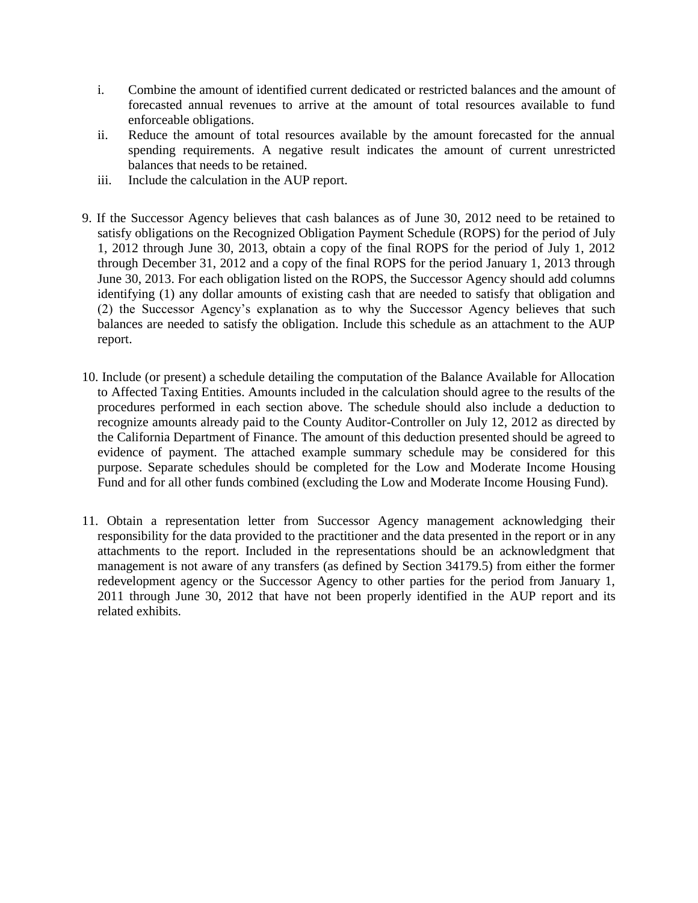i. Combine the amount of identified current dedicated or restricted balances and the amount of forecasted annual revenues to arrive at the amount of total resources available to fund enforceable obligations.
ii. Reduce the amount of total resources available by the amount forecasted for the annual spending requirements. A negative result indicates the amount of current unrestricted balances that needs to be retained.
iii. Include the calculation in the AUP report.

9. If the Successor Agency believes that cash balances as of June 30, 2012 need to be retained to satisfy obligations on the Recognized Obligation Payment Schedule (ROPS) for the period of July 1, 2012 through June 30, 2013, obtain a copy of the final ROPS for the period of July 1, 2012 through December 31, 2012 and a copy of the final ROPS for the period January 1, 2013 through June 30, 2013. For each obligation listed on the ROPS, the Successor Agency should add columns identifying (1) any dollar amounts of existing cash that are needed to satisfy that obligation and (2) the Successor Agency's explanation as to why the Successor Agency believes that such balances are needed to satisfy the obligation. Include this schedule as an attachment to the AUP report.

10. Include (or present) a schedule detailing the computation of the Balance Available for Allocation to Affected Taxing Entities. Amounts included in the calculation should agree to the results of the procedures performed in each section above. The schedule should also include a deduction to recognize amounts already paid to the County Auditor-Controller on July 12, 2012 as directed by the California Department of Finance. The amount of this deduction presented should be agreed to evidence of payment. The attached example summary schedule may be considered for this purpose. Separate schedules should be completed for the Low and Moderate Income Housing Fund and for all other funds combined (excluding the Low and Moderate Income Housing Fund).

11. Obtain a representation letter from Successor Agency management acknowledging their responsibility for the data provided to the practitioner and the data presented in the report or in any attachments to the report. Included in the representations should be an acknowledgment that management is not aware of any transfers (as defined by Section 34179.5) from either the former redevelopment agency or the Successor Agency to other parties for the period from January 1, 2011 through June 30, 2012 that have not been properly identified in the AUP report and its related exhibits.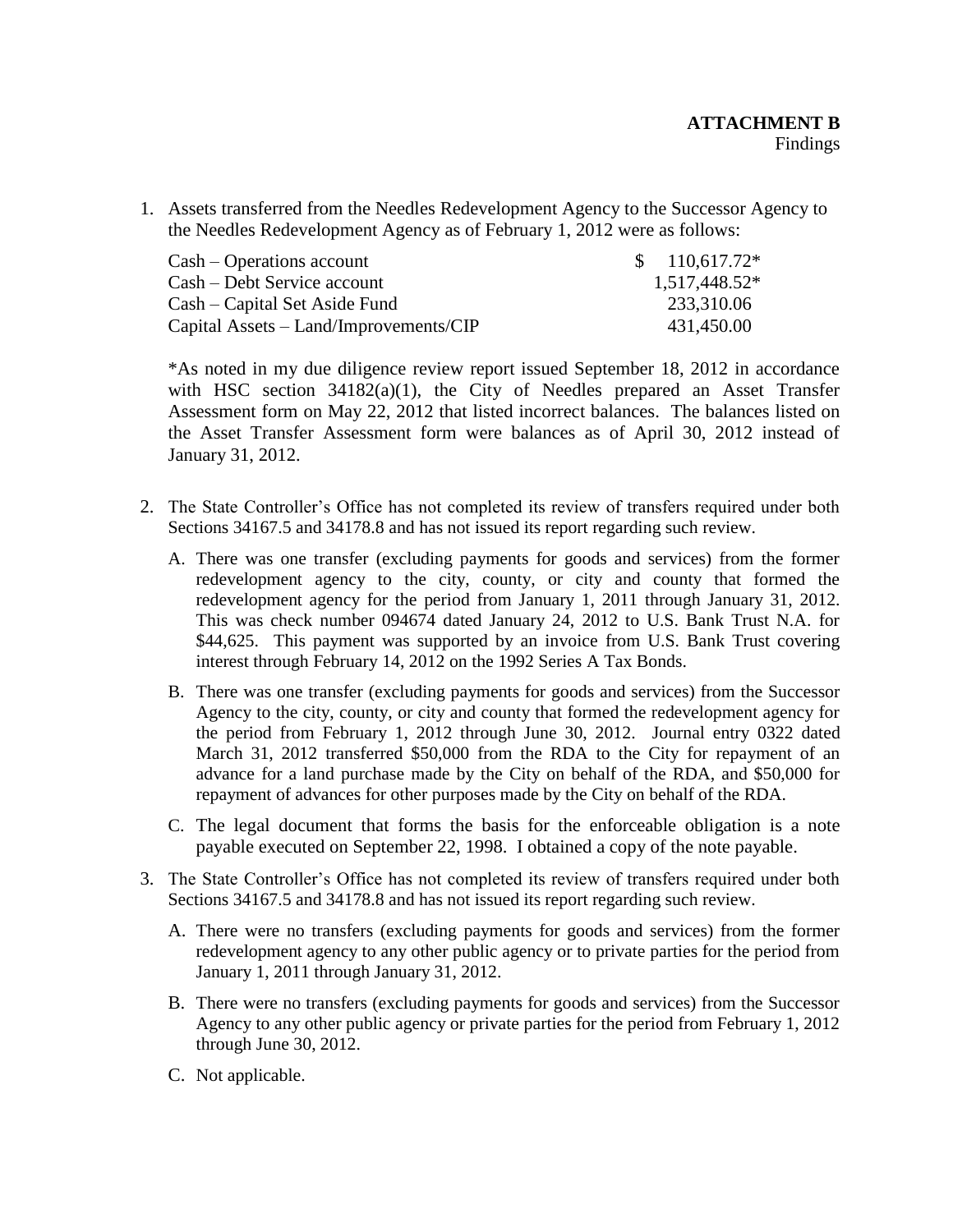**ATTACHMENT B**
Findings

1. Assets transferred from the Needles Redevelopment Agency to the Successor Agency to the Needles Redevelopment Agency as of February 1, 2012 were as follows:

| | |
|---|---|
| Cash – Operations account | $ 110,617.72* |
| Cash – Debt Service account | 1,517,448.52* |
| Cash – Capital Set Aside Fund | 233,310.06 |
| Capital Assets – Land/Improvements/CIP | 431,450.00 |

   *As noted in my due diligence review report issued September 18, 2012 in accordance with HSC section 34182(a)(1), the City of Needles prepared an Asset Transfer Assessment form on May 22, 2012 that listed incorrect balances. The balances listed on the Asset Transfer Assessment form were balances as of April 30, 2012 instead of January 31, 2012.

2. The State Controller's Office has not completed its review of transfers required under both Sections 34167.5 and 34178.8 and has not issued its report regarding such review.

   A. There was one transfer (excluding payments for goods and services) from the former redevelopment agency to the city, county, or city and county that formed the redevelopment agency for the period from January 1, 2011 through January 31, 2012. This was check number 094674 dated January 24, 2012 to U.S. Bank Trust N.A. for $44,625. This payment was supported by an invoice from U.S. Bank Trust covering interest through February 14, 2012 on the 1992 Series A Tax Bonds.

   B. There was one transfer (excluding payments for goods and services) from the Successor Agency to the city, county, or city and county that formed the redevelopment agency for the period from February 1, 2012 through June 30, 2012. Journal entry 0322 dated March 31, 2012 transferred $50,000 from the RDA to the City for repayment of an advance for a land purchase made by the City on behalf of the RDA, and $50,000 for repayment of advances for other purposes made by the City on behalf of the RDA.

   C. The legal document that forms the basis for the enforceable obligation is a note payable executed on September 22, 1998. I obtained a copy of the note payable.

3. The State Controller's Office has not completed its review of transfers required under both Sections 34167.5 and 34178.8 and has not issued its report regarding such review.

   A. There were no transfers (excluding payments for goods and services) from the former redevelopment agency to any other public agency or to private parties for the period from January 1, 2011 through January 31, 2012.

   B. There were no transfers (excluding payments for goods and services) from the Successor Agency to any other public agency or private parties for the period from February 1, 2012 through June 30, 2012.

   C. Not applicable.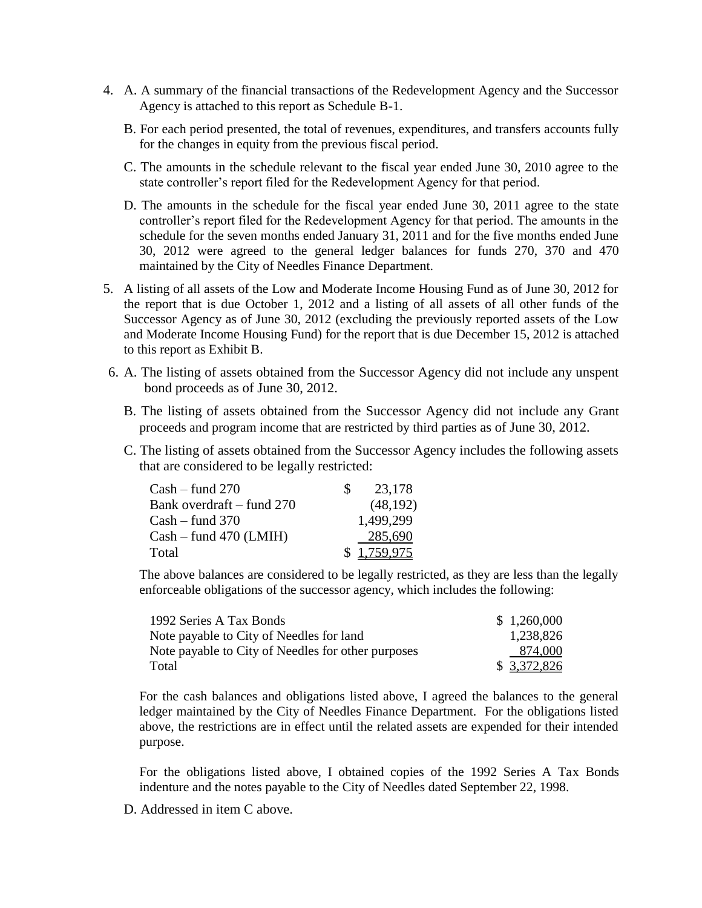4. A. A summary of the financial transactions of the Redevelopment Agency and the Successor Agency is attached to this report as Schedule B-1.

   B. For each period presented, the total of revenues, expenditures, and transfers accounts fully for the changes in equity from the previous fiscal period.

   C. The amounts in the schedule relevant to the fiscal year ended June 30, 2010 agree to the state controller's report filed for the Redevelopment Agency for that period.

   D. The amounts in the schedule for the fiscal year ended June 30, 2011 agree to the state controller's report filed for the Redevelopment Agency for that period. The amounts in the schedule for the seven months ended January 31, 2011 and for the five months ended June 30, 2012 were agreed to the general ledger balances for funds 270, 370 and 470 maintained by the City of Needles Finance Department.

5. A listing of all assets of the Low and Moderate Income Housing Fund as of June 30, 2012 for the report that is due October 1, 2012 and a listing of all assets of all other funds of the Successor Agency as of June 30, 2012 (excluding the previously reported assets of the Low and Moderate Income Housing Fund) for the report that is due December 15, 2012 is attached to this report as Exhibit B.

6. A. The listing of assets obtained from the Successor Agency did not include any unspent bond proceeds as of June 30, 2012.

   B. The listing of assets obtained from the Successor Agency did not include any Grant proceeds and program income that are restricted by third parties as of June 30, 2012.

   C. The listing of assets obtained from the Successor Agency includes the following assets that are considered to be legally restricted:

| | |
|---|---|
| Cash – fund 270 | $ 23,178 |
| Bank overdraft – fund 270 | (48,192) |
| Cash – fund 370 | 1,499,299 |
| Cash – fund 470 (LMIH) | 285,690 |
| Total | $ 1,759,975 |

   The above balances are considered to be legally restricted, as they are less than the legally enforceable obligations of the successor agency, which includes the following:

| | |
|---|---|
| 1992 Series A Tax Bonds | $ 1,260,000 |
| Note payable to City of Needles for land | 1,238,826 |
| Note payable to City of Needles for other purposes | 874,000 |
| Total | $ 3,372,826 |

   For the cash balances and obligations listed above, I agreed the balances to the general ledger maintained by the City of Needles Finance Department. For the obligations listed above, the restrictions are in effect until the related assets are expended for their intended purpose.

   For the obligations listed above, I obtained copies of the 1992 Series A Tax Bonds indenture and the notes payable to the City of Needles dated September 22, 1998.

   D. Addressed in item C above.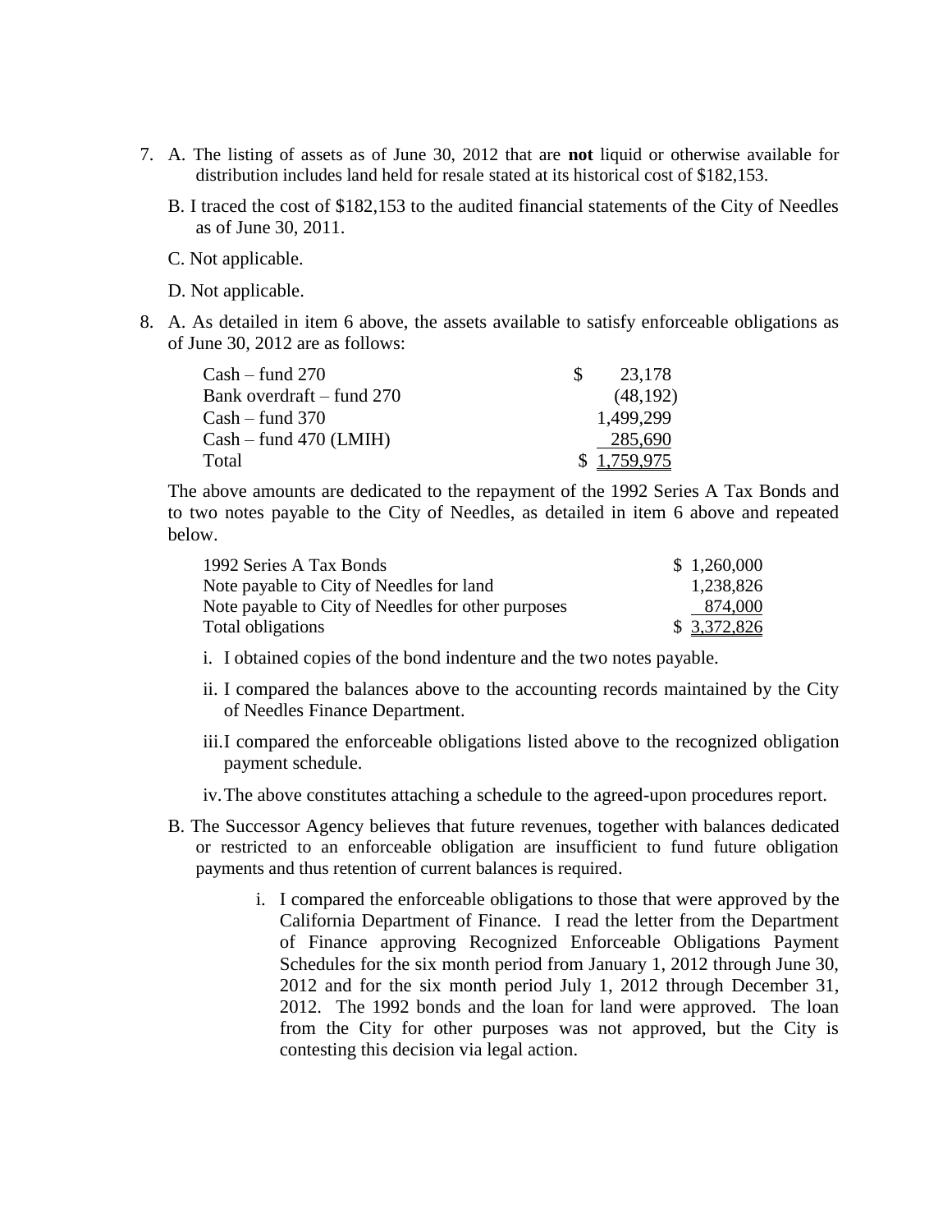7. A. The listing of assets as of June 30, 2012 that are **not** liquid or otherwise available for distribution includes land held for resale stated at its historical cost of $182,153.

   B. I traced the cost of $182,153 to the audited financial statements of the City of Needles as of June 30, 2011.

   C. Not applicable.

   D. Not applicable.

8. A. As detailed in item 6 above, the assets available to satisfy enforceable obligations as of June 30, 2012 are as follows:

| | |
|---|---|
| Cash – fund 270 | $ 23,178 |
| Bank overdraft – fund 270 | (48,192) |
| Cash – fund 370 | 1,499,299 |
| Cash – fund 470 (LMIH) | 285,690 |
| Total | $ 1,759,975 |

   The above amounts are dedicated to the repayment of the 1992 Series A Tax Bonds and to two notes payable to the City of Needles, as detailed in item 6 above and repeated below.

| | |
|---|---|
| 1992 Series A Tax Bonds | $ 1,260,000 |
| Note payable to City of Needles for land | 1,238,826 |
| Note payable to City of Needles for other purposes | 874,000 |
| Total obligations | $ 3,372,826 |

   i. I obtained copies of the bond indenture and the two notes payable.

   ii. I compared the balances above to the accounting records maintained by the City of Needles Finance Department.

   iii. I compared the enforceable obligations listed above to the recognized obligation payment schedule.

   iv. The above constitutes attaching a schedule to the agreed-upon procedures report.

   B. The Successor Agency believes that future revenues, together with balances dedicated or restricted to an enforceable obligation are insufficient to fund future obligation payments and thus retention of current balances is required.

      i. I compared the enforceable obligations to those that were approved by the California Department of Finance. I read the letter from the Department of Finance approving Recognized Enforceable Obligations Payment Schedules for the six month period from January 1, 2012 through June 30, 2012 and for the six month period July 1, 2012 through December 31, 2012. The 1992 bonds and the loan for land were approved. The loan from the City for other purposes was not approved, but the City is contesting this decision via legal action.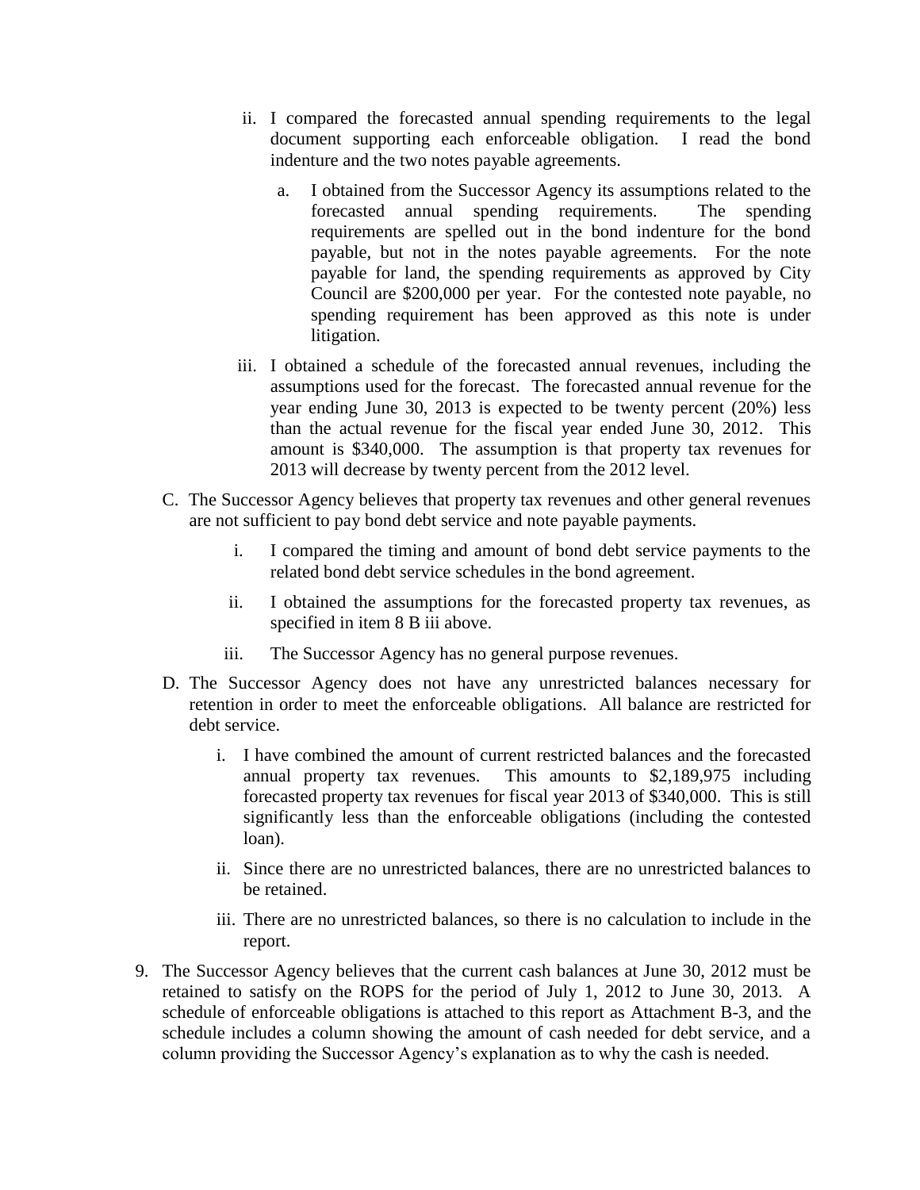ii. I compared the forecasted annual spending requirements to the legal document supporting each enforceable obligation. I read the bond indenture and the two notes payable agreements.

   a. I obtained from the Successor Agency its assumptions related to the forecasted annual spending requirements. The spending requirements are spelled out in the bond indenture for the bond payable, but not in the notes payable agreements. For the note payable for land, the spending requirements as approved by City Council are $200,000 per year. For the contested note payable, no spending requirement has been approved as this note is under litigation.

iii. I obtained a schedule of the forecasted annual revenues, including the assumptions used for the forecast. The forecasted annual revenue for the year ending June 30, 2013 is expected to be twenty percent (20%) less than the actual revenue for the fiscal year ended June 30, 2012. This amount is $340,000. The assumption is that property tax revenues for 2013 will decrease by twenty percent from the 2012 level.

C. The Successor Agency believes that property tax revenues and other general revenues are not sufficient to pay bond debt service and note payable payments.

   i. I compared the timing and amount of bond debt service payments to the related bond debt service schedules in the bond agreement.

   ii. I obtained the assumptions for the forecasted property tax revenues, as specified in item 8 B iii above.

   iii. The Successor Agency has no general purpose revenues.

D. The Successor Agency does not have any unrestricted balances necessary for retention in order to meet the enforceable obligations. All balance are restricted for debt service.

   i. I have combined the amount of current restricted balances and the forecasted annual property tax revenues. This amounts to $2,189,975 including forecasted property tax revenues for fiscal year 2013 of $340,000. This is still significantly less than the enforceable obligations (including the contested loan).

   ii. Since there are no unrestricted balances, there are no unrestricted balances to be retained.

   iii. There are no unrestricted balances, so there is no calculation to include in the report.

9. The Successor Agency believes that the current cash balances at June 30, 2012 must be retained to satisfy on the ROPS for the period of July 1, 2012 to June 30, 2013. A schedule of enforceable obligations is attached to this report as Attachment B-3, and the schedule includes a column showing the amount of cash needed for debt service, and a column providing the Successor Agency's explanation as to why the cash is needed.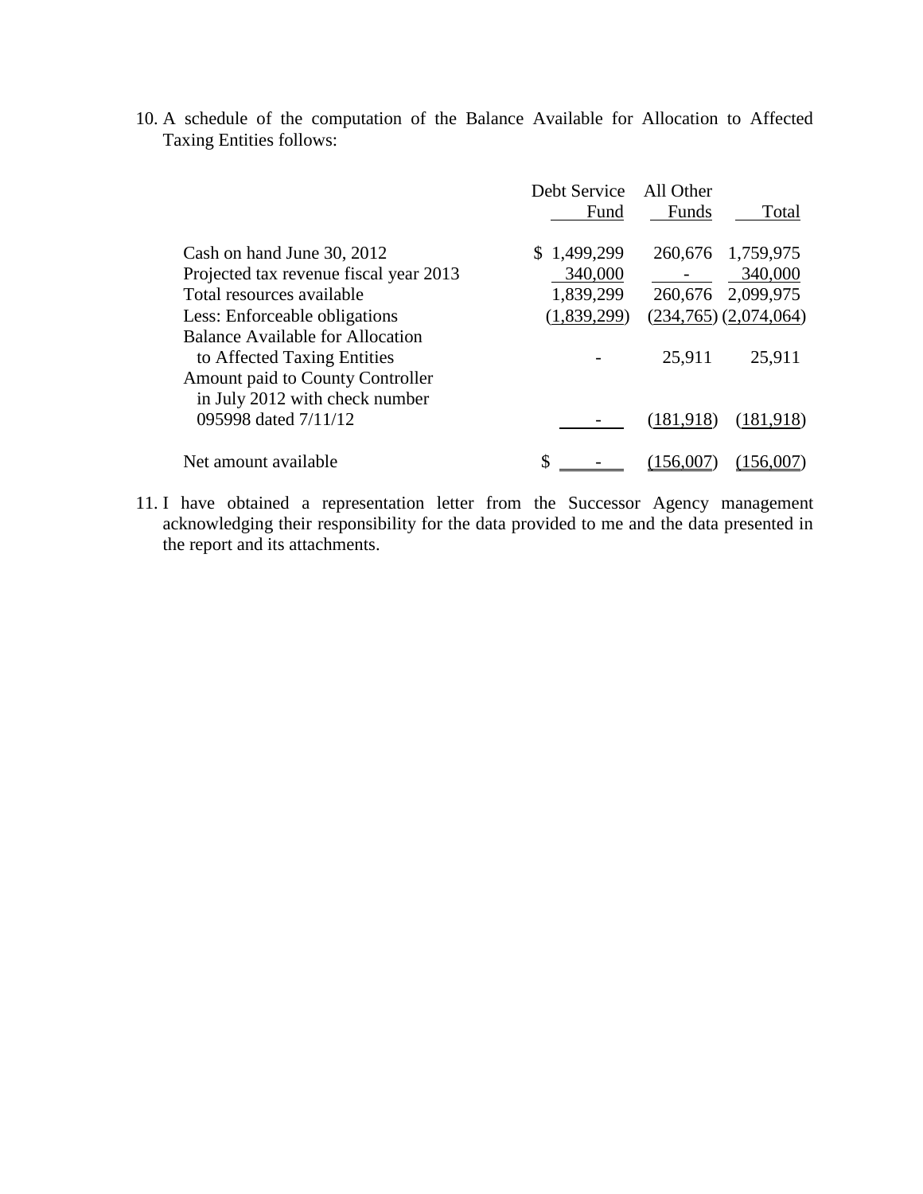10. A schedule of the computation of the Balance Available for Allocation to Affected Taxing Entities follows:

| | Debt Service Fund | All Other Funds | Total |
|---|---|---|---|
| Cash on hand June 30, 2012 | $ 1,499,299 | 260,676 | 1,759,975 |
| Projected tax revenue fiscal year 2013 | 340,000 | - | 340,000 |
| Total resources available | 1,839,299 | 260,676 | 2,099,975 |
| Less: Enforceable obligations | (1,839,299) | (234,765) | (2,074,064) |
| Balance Available for Allocation to Affected Taxing Entities | - | 25,911 | 25,911 |
| Amount paid to County Controller in July 2012 with check number 095998 dated 7/11/12 | - | (181,918) | (181,918) |
| Net amount available | $ - | (156,007) | (156,007) |

11. I have obtained a representation letter from the Successor Agency management acknowledging their responsibility for the data provided to me and the data presented in the report and its attachments.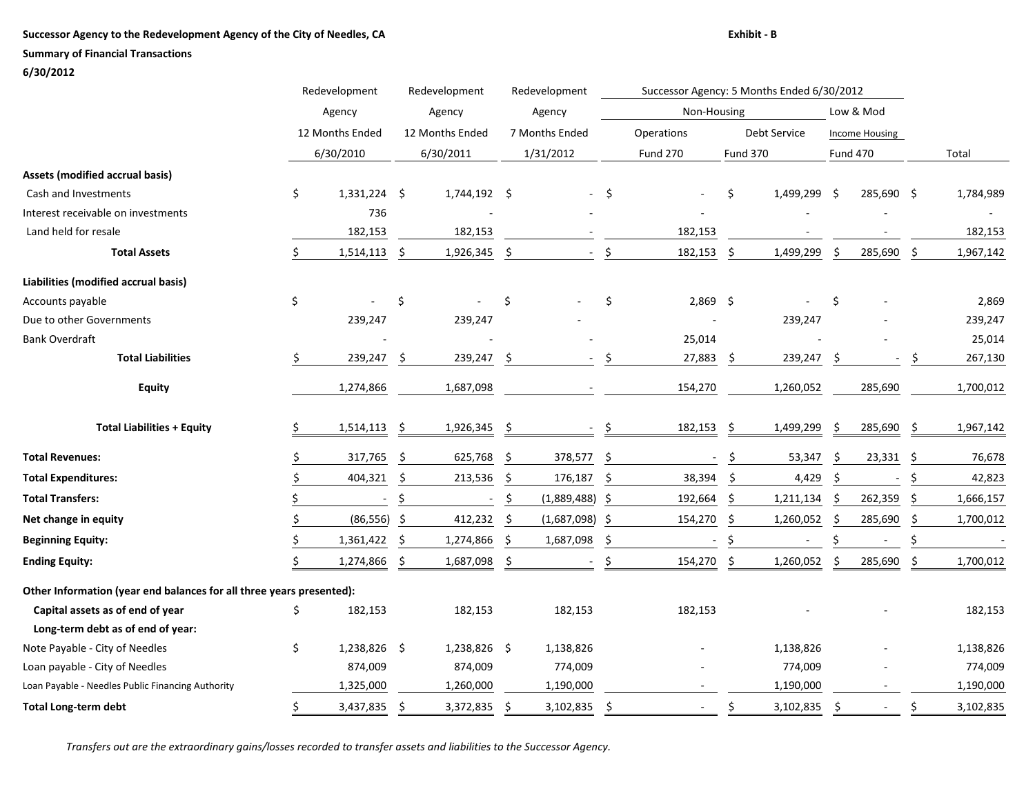**Successor Agency to the Redevelopment Agency of the City of Needles, CA** **Exhibit - B**

**Summary of Financial Transactions**

**6/30/2012**

| | Redevelopment Agency 12 Months Ended 6/30/2010 | Redevelopment Agency 12 Months Ended 6/30/2011 | Redevelopment Agency 7 Months Ended 1/31/2012 | Successor Agency: 5 Months Ended 6/30/2012 | | | |
|---|---|---|---|---|---|---|---|
| | | | | Non-Housing | | Low & Mod Income Housing | |
| | | | | Operations Fund 270 | Debt Service Fund 370 | Fund 470 | Total |
| **Assets (modified accrual basis)** | | | | | | | |
| Cash and Investments | $ 1,331,224 | $ 1,744,192 | $ - | $ - | $ 1,499,299 | $ 285,690 | $ 1,784,989 |
| Interest receivable on investments | 736 | - | - | - | - | - | - |
| Land held for resale | 182,153 | 182,153 | - | 182,153 | - | - | 182,153 |
| **Total Assets** | $ 1,514,113 | $ 1,926,345 | $ - | $ 182,153 | $ 1,499,299 | $ 285,690 | $ 1,967,142 |
| **Liabilities (modified accrual basis)** | | | | | | | |
| Accounts payable | $ - | $ - | $ - | $ 2,869 | $ - | $ - | 2,869 |
| Due to other Governments | 239,247 | 239,247 | - | - | 239,247 | - | 239,247 |
| Bank Overdraft | - | - | - | 25,014 | - | - | 25,014 |
| **Total Liabilities** | $ 239,247 | $ 239,247 | $ - | $ 27,883 | $ 239,247 | $ - | $ 267,130 |
| **Equity** | 1,274,866 | 1,687,098 | - | 154,270 | 1,260,052 | 285,690 | 1,700,012 |
| **Total Liabilities + Equity** | $ 1,514,113 | $ 1,926,345 | $ - | $ 182,153 | $ 1,499,299 | $ 285,690 | $ 1,967,142 |
| **Total Revenues:** | $ 317,765 | $ 625,768 | $ 378,577 | $ - | $ 53,347 | $ 23,331 | $ 76,678 |
| **Total Expenditures:** | $ 404,321 | $ 213,536 | $ 176,187 | $ 38,394 | $ 4,429 | $ - | $ 42,823 |
| **Total Transfers:** | $ - | $ - | $ (1,889,488) | $ 192,664 | $ 1,211,134 | $ 262,359 | $ 1,666,157 |
| **Net change in equity** | $ (86,556) | $ 412,232 | $ (1,687,098) | $ 154,270 | $ 1,260,052 | $ 285,690 | $ 1,700,012 |
| **Beginning Equity:** | $ 1,361,422 | $ 1,274,866 | $ 1,687,098 | $ - | $ - | $ - | $ - |
| **Ending Equity:** | $ 1,274,866 | $ 1,687,098 | $ - | $ 154,270 | $ 1,260,052 | $ 285,690 | $ 1,700,012 |
| **Other Information (year end balances for all three years presented):** | | | | | | | |
| **Capital assets as of end of year** | $ 182,153 | 182,153 | 182,153 | 182,153 | - | - | 182,153 |
| **Long-term debt as of end of year:** | | | | | | | |
| Note Payable - City of Needles | $ 1,238,826 | $ 1,238,826 | $ 1,138,826 | - | 1,138,826 | - | 1,138,826 |
| Loan payable - City of Needles | 874,009 | 874,009 | 774,009 | - | 774,009 | - | 774,009 |
| Loan Payable - Needles Public Financing Authority | 1,325,000 | 1,260,000 | 1,190,000 | - | 1,190,000 | - | 1,190,000 |
| **Total Long-term debt** | $ 3,437,835 | $ 3,372,835 | $ 3,102,835 | $ - | $ 3,102,835 | $ - | $ 3,102,835 |

*Transfers out are the extraordinary gains/losses recorded to transfer assets and liabilities to the Successor Agency.*